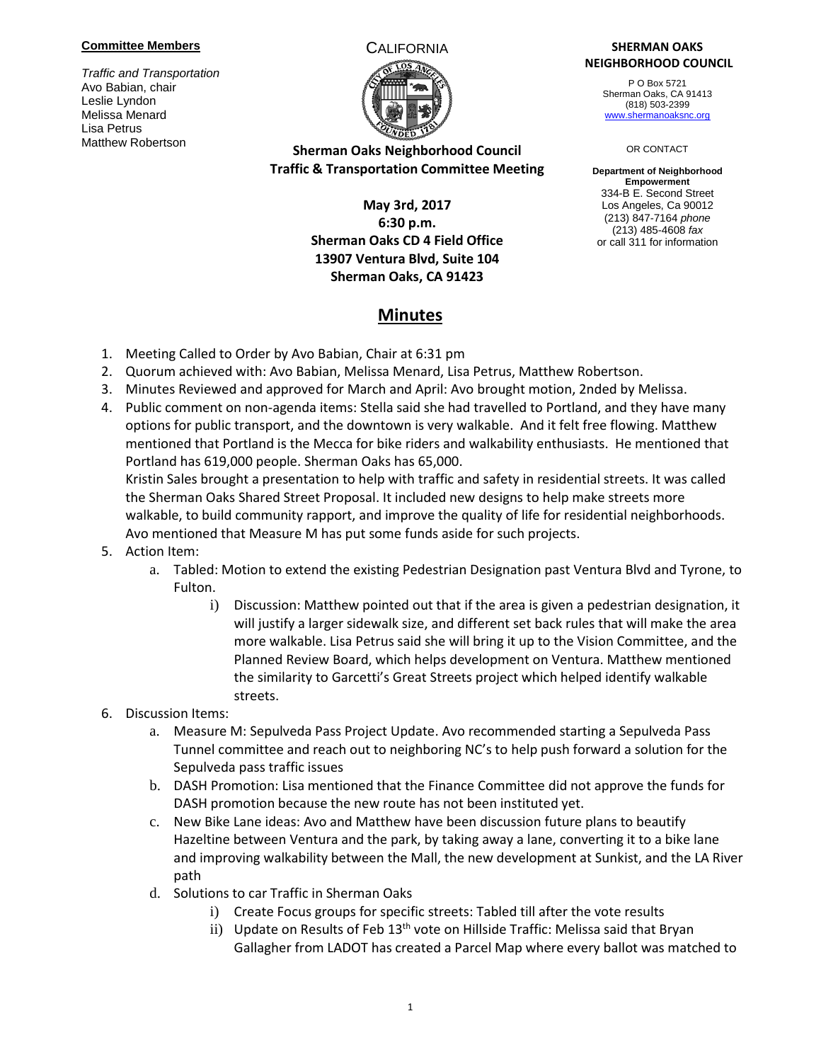**Committee Members**

*Traffic and Transportation*
Avo Babian, chair
Leslie Lyndon
Melissa Menard
Lisa Petrus
Matthew Robertson

CALIFORNIA

**SHERMAN OAKS NEIGHBORHOOD COUNCIL**

P O Box 5721
Sherman Oaks, CA 91413
(818) 503-2399
www.shermanoaksnc.org

OR CONTACT

**Department of Neighborhood Empowerment**
334-B E. Second Street
Los Angeles, Ca 90012
(213) 847-7164 *phone*
(213) 485-4608 *fax*
or call 311 for information

**Sherman Oaks Neighborhood Council**
**Traffic & Transportation Committee Meeting**

**May 3rd, 2017**
**6:30 p.m.**
**Sherman Oaks CD 4 Field Office**
**13907 Ventura Blvd, Suite 104**
**Sherman Oaks, CA 91423**

# Minutes

1. Meeting Called to Order by Avo Babian, Chair at 6:31 pm
2. Quorum achieved with: Avo Babian, Melissa Menard, Lisa Petrus, Matthew Robertson.
3. Minutes Reviewed and approved for March and April: Avo brought motion, 2nded by Melissa.
4. Public comment on non-agenda items: Stella said she had travelled to Portland, and they have many options for public transport, and the downtown is very walkable. And it felt free flowing. Matthew mentioned that Portland is the Mecca for bike riders and walkability enthusiasts. He mentioned that Portland has 619,000 people. Sherman Oaks has 65,000.
   Kristin Sales brought a presentation to help with traffic and safety in residential streets. It was called the Sherman Oaks Shared Street Proposal. It included new designs to help make streets more walkable, to build community rapport, and improve the quality of life for residential neighborhoods. Avo mentioned that Measure M has put some funds aside for such projects.
5. Action Item:
   a. Tabled: Motion to extend the existing Pedestrian Designation past Ventura Blvd and Tyrone, to Fulton.
      i) Discussion: Matthew pointed out that if the area is given a pedestrian designation, it will justify a larger sidewalk size, and different set back rules that will make the area more walkable. Lisa Petrus said she will bring it up to the Vision Committee, and the Planned Review Board, which helps development on Ventura. Matthew mentioned the similarity to Garcetti's Great Streets project which helped identify walkable streets.
6. Discussion Items:
   a. Measure M: Sepulveda Pass Project Update. Avo recommended starting a Sepulveda Pass Tunnel committee and reach out to neighboring NC's to help push forward a solution for the Sepulveda pass traffic issues
   b. DASH Promotion: Lisa mentioned that the Finance Committee did not approve the funds for DASH promotion because the new route has not been instituted yet.
   c. New Bike Lane ideas: Avo and Matthew have been discussion future plans to beautify Hazeltine between Ventura and the park, by taking away a lane, converting it to a bike lane and improving walkability between the Mall, the new development at Sunkist, and the LA River path
   d. Solutions to car Traffic in Sherman Oaks
      i) Create Focus groups for specific streets: Tabled till after the vote results
      ii) Update on Results of Feb 13th vote on Hillside Traffic: Melissa said that Bryan Gallagher from LADOT has created a Parcel Map where every ballot was matched to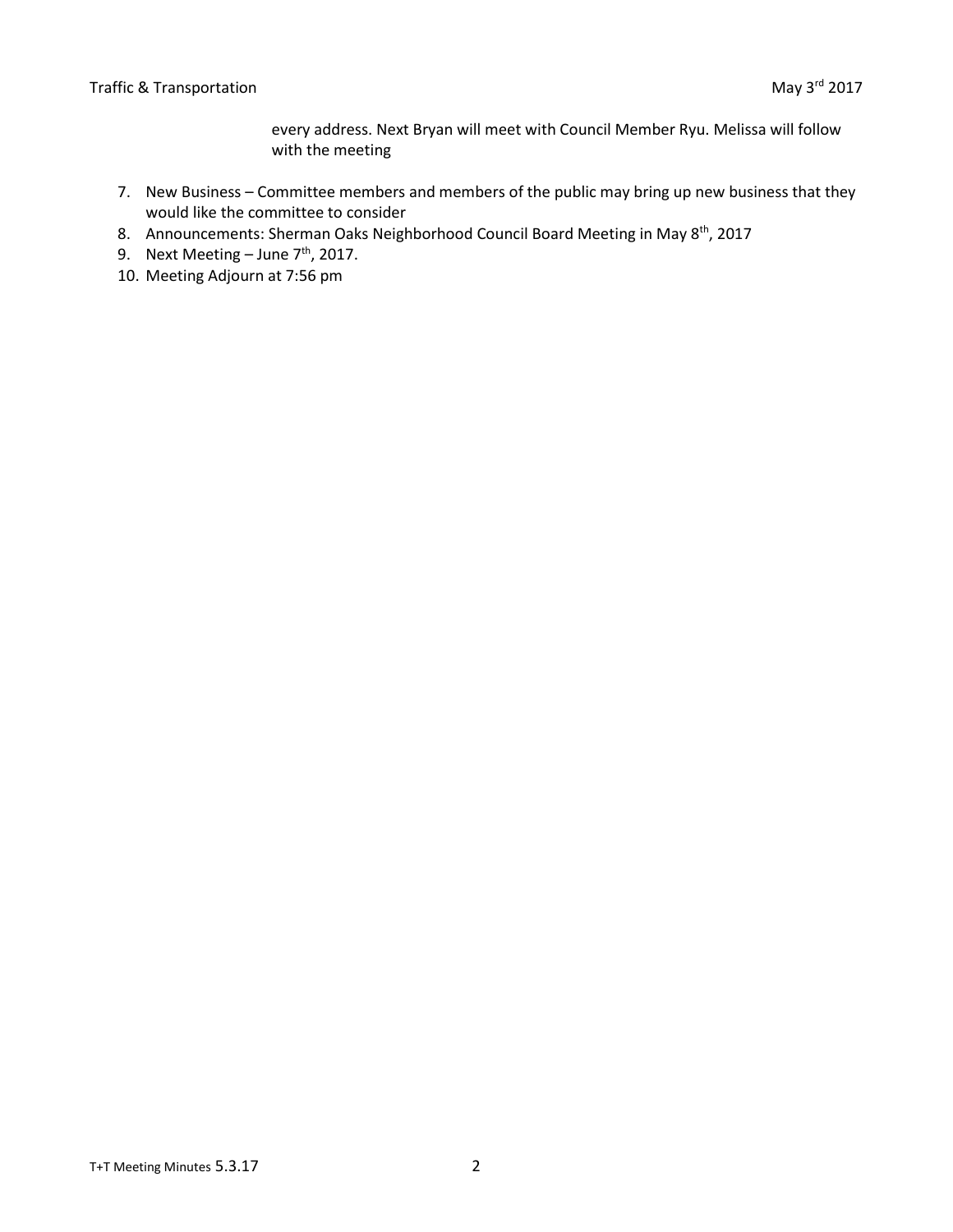every address. Next Bryan will meet with Council Member Ryu. Melissa will follow with the meeting

7. New Business – Committee members and members of the public may bring up new business that they would like the committee to consider
8. Announcements: Sherman Oaks Neighborhood Council Board Meeting in May 8th, 2017
9. Next Meeting – June 7th, 2017.
10. Meeting Adjourn at 7:56 pm